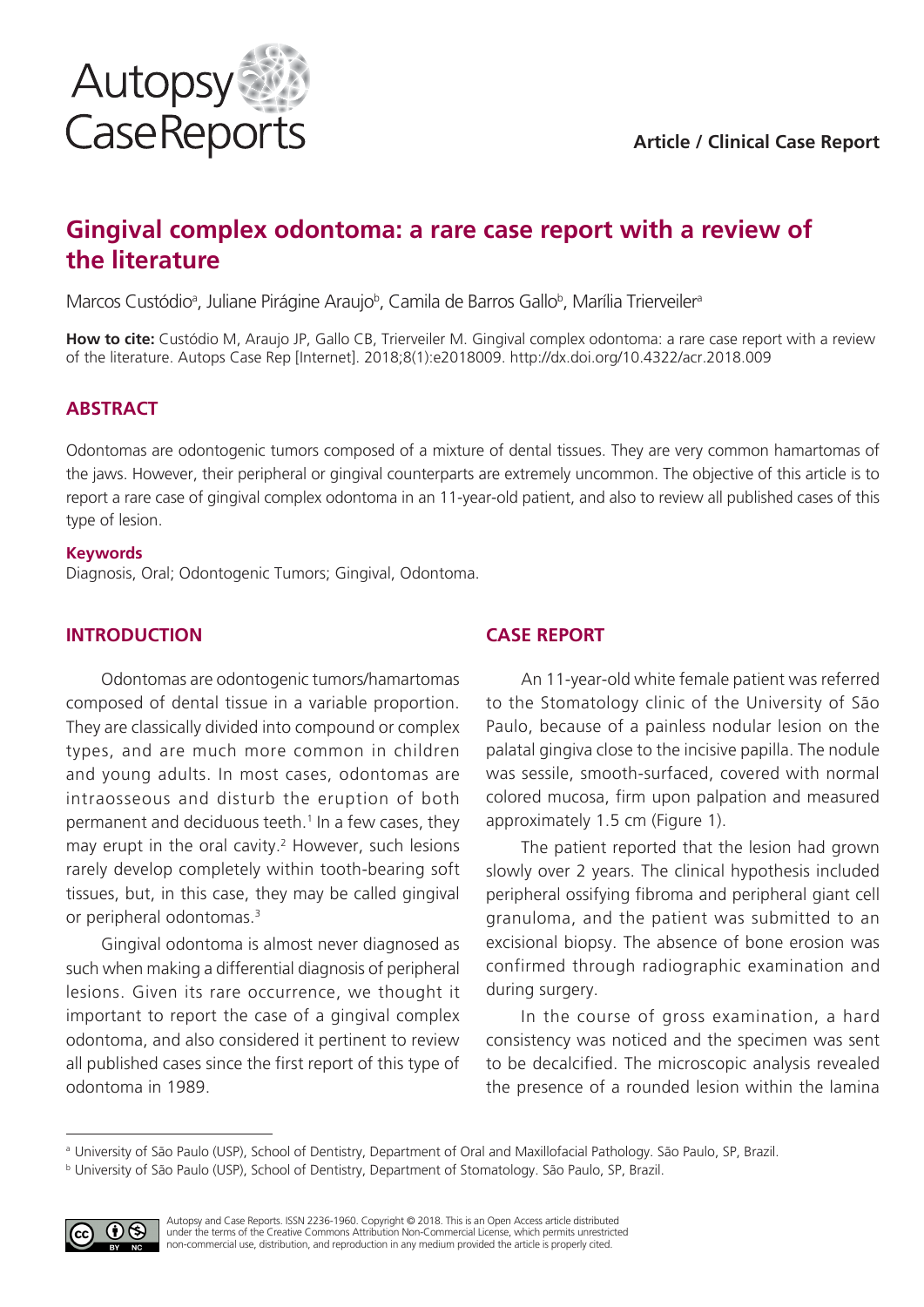Article / Clinical Case Report

# Gingival complex odontoma: a rare case report with a review of the literature

Marcos Custódio[a], Juliane Pirágine Araujo[b], Camila de Barros Gallo[b], Marília Trierveiler[a]

**How to cite:** Custódio M, Araujo JP, Gallo CB, Trierveiler M. Gingival complex odontoma: a rare case report with a review of the literature. Autops Case Rep [Internet]. 2018;8(1):e2018009. http://dx.doi.org/10.4322/acr.2018.009

## ABSTRACT

Odontomas are odontogenic tumors composed of a mixture of dental tissues. They are very common hamartomas of the jaws. However, their peripheral or gingival counterparts are extremely uncommon. The objective of this article is to report a rare case of gingival complex odontoma in an 11-year-old patient, and also to review all published cases of this type of lesion.

### Keywords

Diagnosis, Oral; Odontogenic Tumors; Gingival, Odontoma.

## INTRODUCTION

Odontomas are odontogenic tumors/hamartomas composed of dental tissue in a variable proportion. They are classically divided into compound or complex types, and are much more common in children and young adults. In most cases, odontomas are intraosseous and disturb the eruption of both permanent and deciduous teeth.[1] In a few cases, they may erupt in the oral cavity.[2] However, such lesions rarely develop completely within tooth-bearing soft tissues, but, in this case, they may be called gingival or peripheral odontomas.[3]

Gingival odontoma is almost never diagnosed as such when making a differential diagnosis of peripheral lesions. Given its rare occurrence, we thought it important to report the case of a gingival complex odontoma, and also considered it pertinent to review all published cases since the first report of this type of odontoma in 1989.

## CASE REPORT

An 11-year-old white female patient was referred to the Stomatology clinic of the University of São Paulo, because of a painless nodular lesion on the palatal gingiva close to the incisive papilla. The nodule was sessile, smooth-surfaced, covered with normal colored mucosa, firm upon palpation and measured approximately 1.5 cm (Figure 1).

The patient reported that the lesion had grown slowly over 2 years. The clinical hypothesis included peripheral ossifying fibroma and peripheral giant cell granuloma, and the patient was submitted to an excisional biopsy. The absence of bone erosion was confirmed through radiographic examination and during surgery.

In the course of gross examination, a hard consistency was noticed and the specimen was sent to be decalcified. The microscopic analysis revealed the presence of a rounded lesion within the lamina

---

[a] University of São Paulo (USP), School of Dentistry, Department of Oral and Maxillofacial Pathology. São Paulo, SP, Brazil.

[b] University of São Paulo (USP), School of Dentistry, Department of Stomatology. São Paulo, SP, Brazil.

Autopsy and Case Reports. ISSN 2236-1960. Copyright © 2018. This is an Open Access article distributed under the terms of the Creative Commons Attribution Non-Commercial License, which permits unrestricted non-commercial use, distribution, and reproduction in any medium provided the article is properly cited.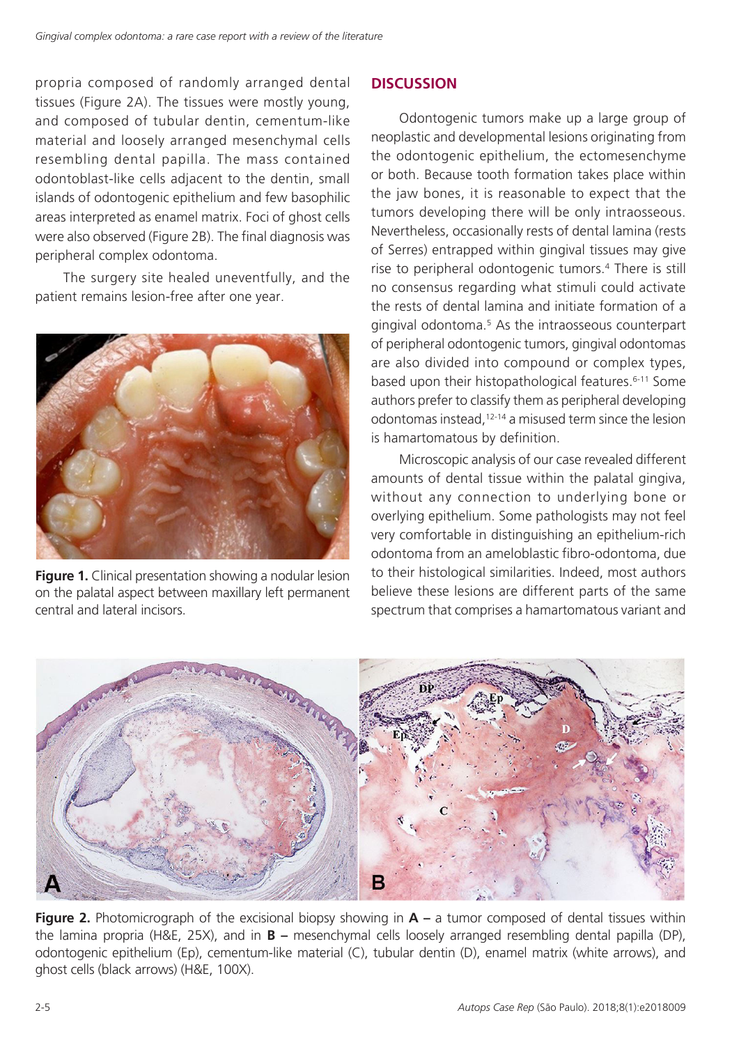propria composed of randomly arranged dental tissues (Figure 2A). The tissues were mostly young, and composed of tubular dentin, cementum-like material and loosely arranged mesenchymal cells resembling dental papilla. The mass contained odontoblast-like cells adjacent to the dentin, small islands of odontogenic epithelium and few basophilic areas interpreted as enamel matrix. Foci of ghost cells were also observed (Figure 2B). The final diagnosis was peripheral complex odontoma.

The surgery site healed uneventfully, and the patient remains lesion-free after one year.

**Figure 1.** Clinical presentation showing a nodular lesion on the palatal aspect between maxillary left permanent central and lateral incisors.

## DISCUSSION

Odontogenic tumors make up a large group of neoplastic and developmental lesions originating from the odontogenic epithelium, the ectomesenchyme or both. Because tooth formation takes place within the jaw bones, it is reasonable to expect that the tumors developing there will be only intraosseous. Nevertheless, occasionally rests of dental lamina (rests of Serres) entrapped within gingival tissues may give rise to peripheral odontogenic tumors.[4] There is still no consensus regarding what stimuli could activate the rests of dental lamina and initiate formation of a gingival odontoma.[5] As the intraosseous counterpart of peripheral odontogenic tumors, gingival odontomas are also divided into compound or complex types, based upon their histopathological features.[6-11] Some authors prefer to classify them as peripheral developing odontomas instead,[12-14] a misused term since the lesion is hamartomatous by definition.

Microscopic analysis of our case revealed different amounts of dental tissue within the palatal gingiva, without any connection to underlying bone or overlying epithelium. Some pathologists may not feel very comfortable in distinguishing an epithelium-rich odontoma from an ameloblastic fibro-odontoma, due to their histological similarities. Indeed, most authors believe these lesions are different parts of the same spectrum that comprises a hamartomatous variant and

**Figure 2.** Photomicrograph of the excisional biopsy showing in **A –** a tumor composed of dental tissues within the lamina propria (H&E, 25X), and in **B –** mesenchymal cells loosely arranged resembling dental papilla (DP), odontogenic epithelium (Ep), cementum-like material (C), tubular dentin (D), enamel matrix (white arrows), and ghost cells (black arrows) (H&E, 100X).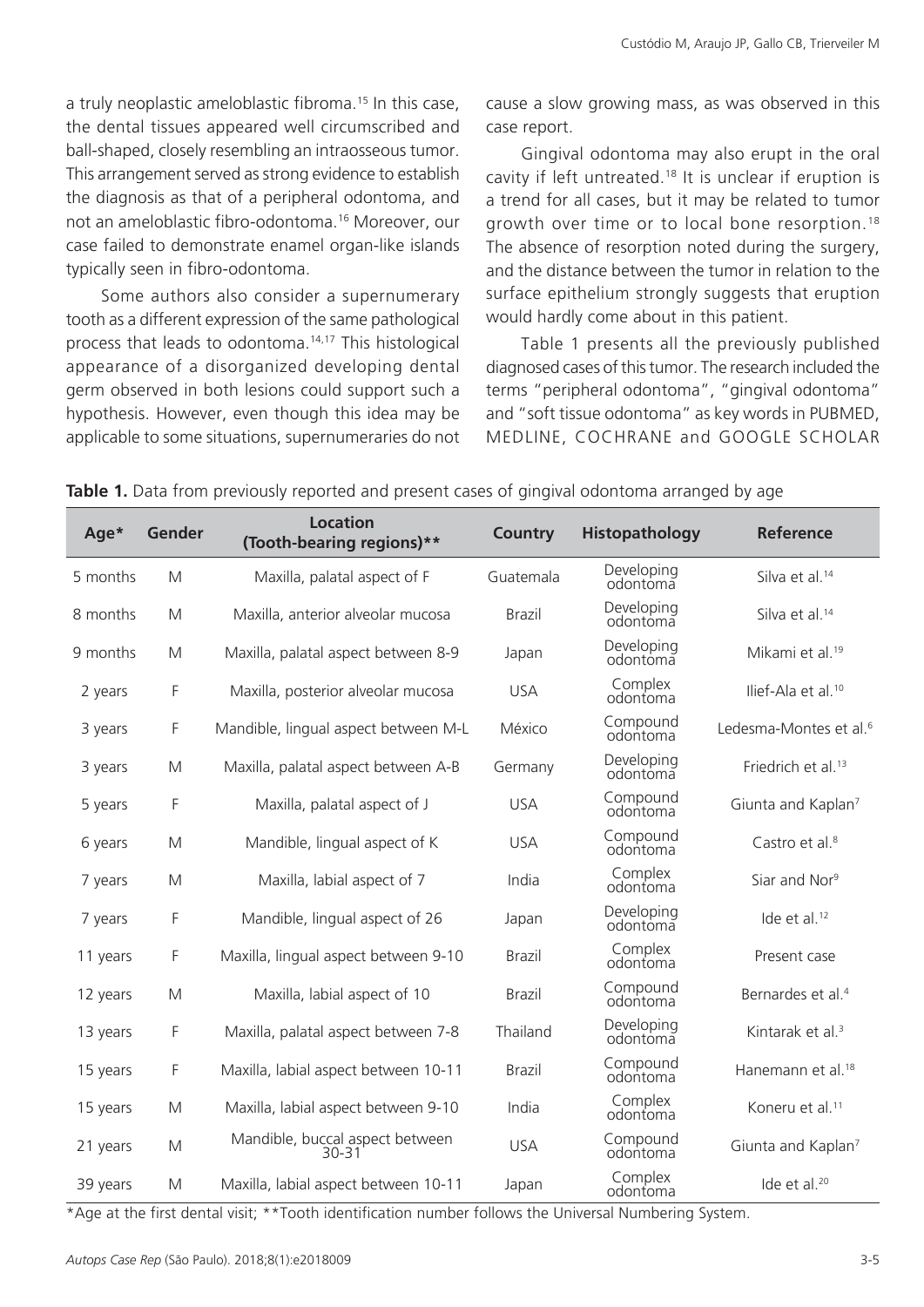a truly neoplastic ameloblastic fibroma.[15] In this case, the dental tissues appeared well circumscribed and ball-shaped, closely resembling an intraosseous tumor. This arrangement served as strong evidence to establish the diagnosis as that of a peripheral odontoma, and not an ameloblastic fibro-odontoma.[16] Moreover, our case failed to demonstrate enamel organ-like islands typically seen in fibro-odontoma.

Some authors also consider a supernumerary tooth as a different expression of the same pathological process that leads to odontoma.[14,17] This histological appearance of a disorganized developing dental germ observed in both lesions could support such a hypothesis. However, even though this idea may be applicable to some situations, supernumeraries do not cause a slow growing mass, as was observed in this case report.

Gingival odontoma may also erupt in the oral cavity if left untreated.[18] It is unclear if eruption is a trend for all cases, but it may be related to tumor growth over time or to local bone resorption.[18] The absence of resorption noted during the surgery, and the distance between the tumor in relation to the surface epithelium strongly suggests that eruption would hardly come about in this patient.

Table 1 presents all the previously published diagnosed cases of this tumor. The research included the terms "peripheral odontoma", "gingival odontoma" and "soft tissue odontoma" as key words in PUBMED, MEDLINE, COCHRANE and GOOGLE SCHOLAR

**Table 1.** Data from previously reported and present cases of gingival odontoma arranged by age

| Age* | Gender | Location (Tooth-bearing regions)** | Country | Histopathology | Reference |
|---|---|---|---|---|---|
| 5 months | M | Maxilla, palatal aspect of F | Guatemala | Developing odontoma | Silva et al.[14] |
| 8 months | M | Maxilla, anterior alveolar mucosa | Brazil | Developing odontoma | Silva et al.[14] |
| 9 months | M | Maxilla, palatal aspect between 8-9 | Japan | Developing odontoma | Mikami et al.[19] |
| 2 years | F | Maxilla, posterior alveolar mucosa | USA | Complex odontoma | Ilief-Ala et al.[10] |
| 3 years | F | Mandible, lingual aspect between M-L | México | Compound odontoma | Ledesma-Montes et al.[6] |
| 3 years | M | Maxilla, palatal aspect between A-B | Germany | Developing odontoma | Friedrich et al.[13] |
| 5 years | F | Maxilla, palatal aspect of J | USA | Compound odontoma | Giunta and Kaplan[7] |
| 6 years | M | Mandible, lingual aspect of K | USA | Compound odontoma | Castro et al.[8] |
| 7 years | M | Maxilla, labial aspect of 7 | India | Complex odontoma | Siar and Nor[9] |
| 7 years | F | Mandible, lingual aspect of 26 | Japan | Developing odontoma | Ide et al.[12] |
| 11 years | F | Maxilla, lingual aspect between 9-10 | Brazil | Complex odontoma | Present case |
| 12 years | M | Maxilla, labial aspect of 10 | Brazil | Compound odontoma | Bernardes et al.[4] |
| 13 years | F | Maxilla, palatal aspect between 7-8 | Thailand | Developing odontoma | Kintarak et al.[3] |
| 15 years | F | Maxilla, labial aspect between 10-11 | Brazil | Compound odontoma | Hanemann et al.[18] |
| 15 years | M | Maxilla, labial aspect between 9-10 | India | Complex odontoma | Koneru et al.[11] |
| 21 years | M | Mandible, buccal aspect between 30-31 | USA | Compound odontoma | Giunta and Kaplan[7] |
| 39 years | M | Maxilla, labial aspect between 10-11 | Japan | Complex odontoma | Ide et al.[20] |

*Age at the first dental visit; **Tooth identification number follows the Universal Numbering System.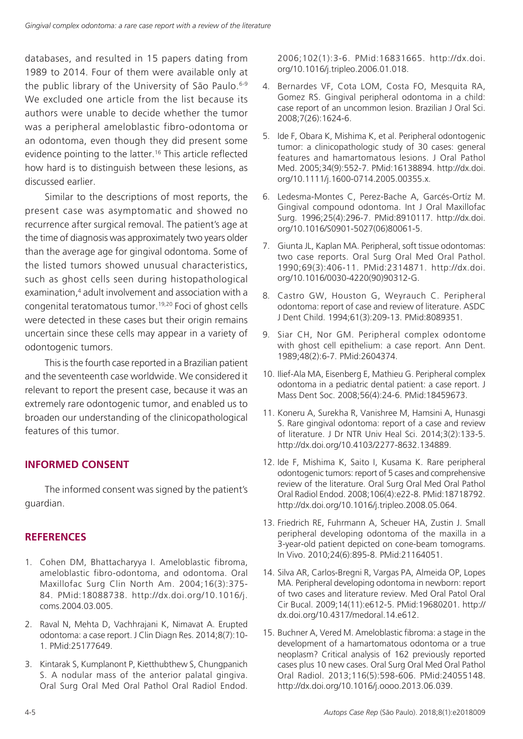databases, and resulted in 15 papers dating from 1989 to 2014. Four of them were available only at the public library of the University of São Paulo.[6-9] We excluded one article from the list because its authors were unable to decide whether the tumor was a peripheral ameloblastic fibro-odontoma or an odontoma, even though they did present some evidence pointing to the latter.[16] This article reflected how hard is to distinguish between these lesions, as discussed earlier.

Similar to the descriptions of most reports, the present case was asymptomatic and showed no recurrence after surgical removal. The patient's age at the time of diagnosis was approximately two years older than the average age for gingival odontoma. Some of the listed tumors showed unusual characteristics, such as ghost cells seen during histopathological examination,[4] adult involvement and association with a congenital teratomatous tumor.[19,20] Foci of ghost cells were detected in these cases but their origin remains uncertain since these cells may appear in a variety of odontogenic tumors.

This is the fourth case reported in a Brazilian patient and the seventeenth case worldwide. We considered it relevant to report the present case, because it was an extremely rare odontogenic tumor, and enabled us to broaden our understanding of the clinicopathological features of this tumor.

## INFORMED CONSENT

The informed consent was signed by the patient's guardian.

## REFERENCES

1. Cohen DM, Bhattacharyya I. Ameloblastic fibroma, ameloblastic fibro-odontoma, and odontoma. Oral Maxillofac Surg Clin North Am. 2004;16(3):375-84. PMid:18088738. http://dx.doi.org/10.1016/j.coms.2004.03.005.
2. Raval N, Mehta D, Vachhrajani K, Nimavat A. Erupted odontoma: a case report. J Clin Diagn Res. 2014;8(7):10-1. PMid:25177649.
3. Kintarak S, Kumplanont P, Kietthubthew S, Chungpanich S. A nodular mass of the anterior palatal gingiva. Oral Surg Oral Med Oral Pathol Oral Radiol Endod. 2006;102(1):3-6. PMid:16831665. http://dx.doi.org/10.1016/j.tripleo.2006.01.018.
4. Bernardes VF, Cota LOM, Costa FO, Mesquita RA, Gomez RS. Gingival peripheral odontoma in a child: case report of an uncommon lesion. Brazilian J Oral Sci. 2008;7(26):1624-6.
5. Ide F, Obara K, Mishima K, et al. Peripheral odontogenic tumor: a clinicopathologic study of 30 cases: general features and hamartomatous lesions. J Oral Pathol Med. 2005;34(9):552-7. PMid:16138894. http://dx.doi.org/10.1111/j.1600-0714.2005.00355.x.
6. Ledesma-Montes C, Perez-Bache A, Garcés-Ortíz M. Gingival compound odontoma. Int J Oral Maxillofac Surg. 1996;25(4):296-7. PMid:8910117. http://dx.doi.org/10.1016/S0901-5027(06)80061-5.
7. Giunta JL, Kaplan MA. Peripheral, soft tissue odontomas: two case reports. Oral Surg Oral Med Oral Pathol. 1990;69(3):406-11. PMid:2314871. http://dx.doi.org/10.1016/0030-4220(90)90312-G.
8. Castro GW, Houston G, Weyrauch C. Peripheral odontoma: report of case and review of literature. ASDC J Dent Child. 1994;61(3):209-13. PMid:8089351.
9. Siar CH, Nor GM. Peripheral complex odontome with ghost cell epithelium: a case report. Ann Dent. 1989;48(2):6-7. PMid:2604374.
10. Ilief-Ala MA, Eisenberg E, Mathieu G. Peripheral complex odontoma in a pediatric dental patient: a case report. J Mass Dent Soc. 2008;56(4):24-6. PMid:18459673.
11. Koneru A, Surekha R, Vanishree M, Hamsini A, Hunasgi S. Rare gingival odontoma: report of a case and review of literature. J Dr NTR Univ Heal Sci. 2014;3(2):133-5. http://dx.doi.org/10.4103/2277-8632.134889.
12. Ide F, Mishima K, Saito I, Kusama K. Rare peripheral odontogenic tumors: report of 5 cases and comprehensive review of the literature. Oral Surg Oral Med Oral Pathol Oral Radiol Endod. 2008;106(4):e22-8. PMid:18718792. http://dx.doi.org/10.1016/j.tripleo.2008.05.064.
13. Friedrich RE, Fuhrmann A, Scheuer HA, Zustin J. Small peripheral developing odontoma of the maxilla in a 3-year-old patient depicted on cone-beam tomograms. In Vivo. 2010;24(6):895-8. PMid:21164051.
14. Silva AR, Carlos-Bregni R, Vargas PA, Almeida OP, Lopes MA. Peripheral developing odontoma in newborn: report of two cases and literature review. Med Oral Patol Oral Cir Bucal. 2009;14(11):e612-5. PMid:19680201. http://dx.doi.org/10.4317/medoral.14.e612.
15. Buchner A, Vered M. Ameloblastic fibroma: a stage in the development of a hamartomatous odontoma or a true neoplasm? Critical analysis of 162 previously reported cases plus 10 new cases. Oral Surg Oral Med Oral Pathol Oral Radiol. 2013;116(5):598-606. PMid:24055148. http://dx.doi.org/10.1016/j.oooo.2013.06.039.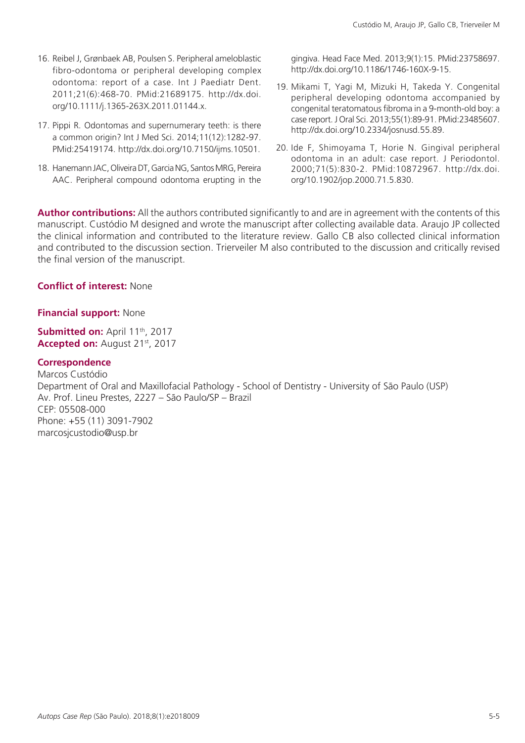16. Reibel J, Grønbaek AB, Poulsen S. Peripheral ameloblastic fibro-odontoma or peripheral developing complex odontoma: report of a case. Int J Paediatr Dent. 2011;21(6):468-70. PMid:21689175. http://dx.doi.org/10.1111/j.1365-263X.2011.01144.x.

17. Pippi R. Odontomas and supernumerary teeth: is there a common origin? Int J Med Sci. 2014;11(12):1282-97. PMid:25419174. http://dx.doi.org/10.7150/ijms.10501.

18. Hanemann JAC, Oliveira DT, Garcia NG, Santos MRG, Pereira AAC. Peripheral compound odontoma erupting in the gingiva. Head Face Med. 2013;9(1):15. PMid:23758697. http://dx.doi.org/10.1186/1746-160X-9-15.

19. Mikami T, Yagi M, Mizuki H, Takeda Y. Congenital peripheral developing odontoma accompanied by congenital teratomatous fibroma in a 9-month-old boy: a case report. J Oral Sci. 2013;55(1):89-91. PMid:23485607. http://dx.doi.org/10.2334/josnusd.55.89.

20. Ide F, Shimoyama T, Horie N. Gingival peripheral odontoma in an adult: case report. J Periodontol. 2000;71(5):830-2. PMid:10872967. http://dx.doi.org/10.1902/jop.2000.71.5.830.

**Author contributions:** All the authors contributed significantly to and are in agreement with the contents of this manuscript. Custódio M designed and wrote the manuscript after collecting available data. Araujo JP collected the clinical information and contributed to the literature review. Gallo CB also collected clinical information and contributed to the discussion section. Trierveiler M also contributed to the discussion and critically revised the final version of the manuscript.

**Conflict of interest:** None

**Financial support:** None

**Submitted on:** April 11th, 2017
**Accepted on:** August 21st, 2017

**Correspondence**
Marcos Custódio
Department of Oral and Maxillofacial Pathology - School of Dentistry - University of São Paulo (USP)
Av. Prof. Lineu Prestes, 2227 – São Paulo/SP – Brazil
CEP: 05508-000
Phone: +55 (11) 3091-7902
marcosjcustodio@usp.br